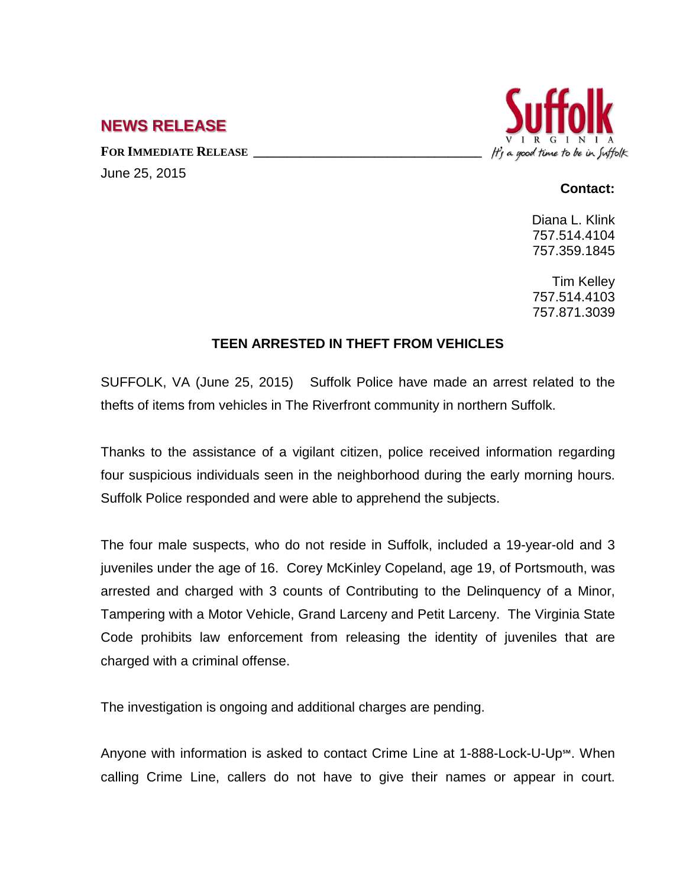# NEWS RELEASE

**FOR IMMEDIATE RELEASE**

June 25, 2015

**Contact:**

Diana L. Klink
757.514.4104
757.359.1845

Tim Kelley
757.514.4103
757.871.3039

## TEEN ARRESTED IN THEFT FROM VEHICLES

SUFFOLK, VA (June 25, 2015) Suffolk Police have made an arrest related to the thefts of items from vehicles in The Riverfront community in northern Suffolk.

Thanks to the assistance of a vigilant citizen, police received information regarding four suspicious individuals seen in the neighborhood during the early morning hours. Suffolk Police responded and were able to apprehend the subjects.

The four male suspects, who do not reside in Suffolk, included a 19-year-old and 3 juveniles under the age of 16. Corey McKinley Copeland, age 19, of Portsmouth, was arrested and charged with 3 counts of Contributing to the Delinquency of a Minor, Tampering with a Motor Vehicle, Grand Larceny and Petit Larceny. The Virginia State Code prohibits law enforcement from releasing the identity of juveniles that are charged with a criminal offense.

The investigation is ongoing and additional charges are pending.

Anyone with information is asked to contact Crime Line at 1-888-Lock-U-Up℠. When calling Crime Line, callers do not have to give their names or appear in court.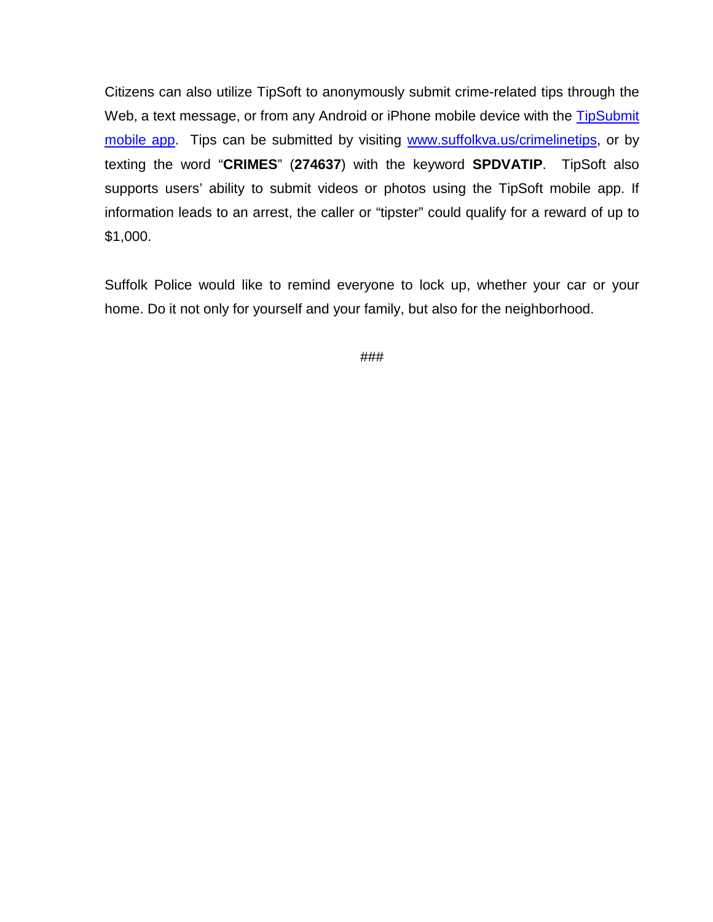Citizens can also utilize TipSoft to anonymously submit crime-related tips through the Web, a text message, or from any Android or iPhone mobile device with the TipSubmit mobile app. Tips can be submitted by visiting www.suffolkva.us/crimelinetips, or by texting the word "**CRIMES**" (**274637**) with the keyword **SPDVATIP**. TipSoft also supports users' ability to submit videos or photos using the TipSoft mobile app. If information leads to an arrest, the caller or "tipster" could qualify for a reward of up to $1,000.

Suffolk Police would like to remind everyone to lock up, whether your car or your home. Do it not only for yourself and your family, but also for the neighborhood.

###